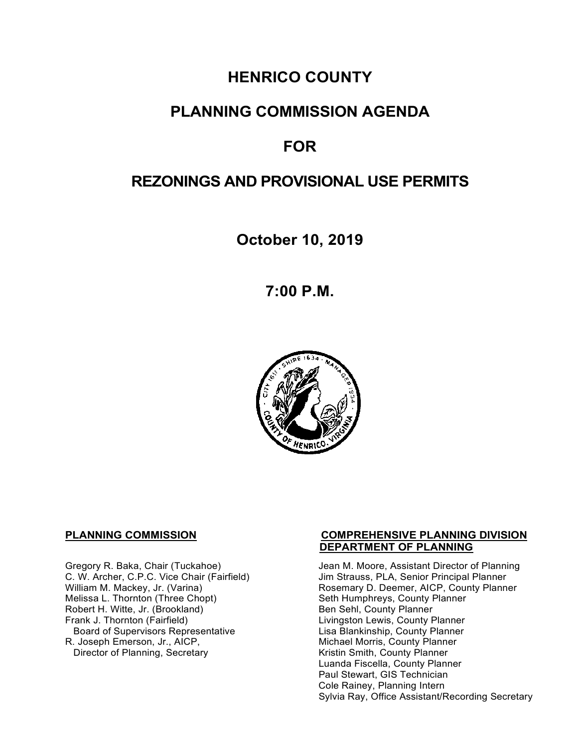# HENRICO COUNTY

## PLANNING COMMISSION AGENDA

## FOR

## REZONINGS AND PROVISIONAL USE PERMITS

**October 10, 2019**

**7:00 P.M.**

**PLANNING COMMISSION**

Gregory R. Baka, Chair (Tuckahoe)
C. W. Archer, C.P.C. Vice Chair (Fairfield)
William M. Mackey, Jr. (Varina)
Melissa L. Thornton (Three Chopt)
Robert H. Witte, Jr. (Brookland)
Frank J. Thornton (Fairfield)
  Board of Supervisors Representative
R. Joseph Emerson, Jr., AICP,
  Director of Planning, Secretary

**COMPREHENSIVE PLANNING DIVISION**
**DEPARTMENT OF PLANNING**

Jean M. Moore, Assistant Director of Planning
Jim Strauss, PLA, Senior Principal Planner
Rosemary D. Deemer, AICP, County Planner
Seth Humphreys, County Planner
Ben Sehl, County Planner
Livingston Lewis, County Planner
Lisa Blankinship, County Planner
Michael Morris, County Planner
Kristin Smith, County Planner
Luanda Fiscella, County Planner
Paul Stewart, GIS Technician
Cole Rainey, Planning Intern
Sylvia Ray, Office Assistant/Recording Secretary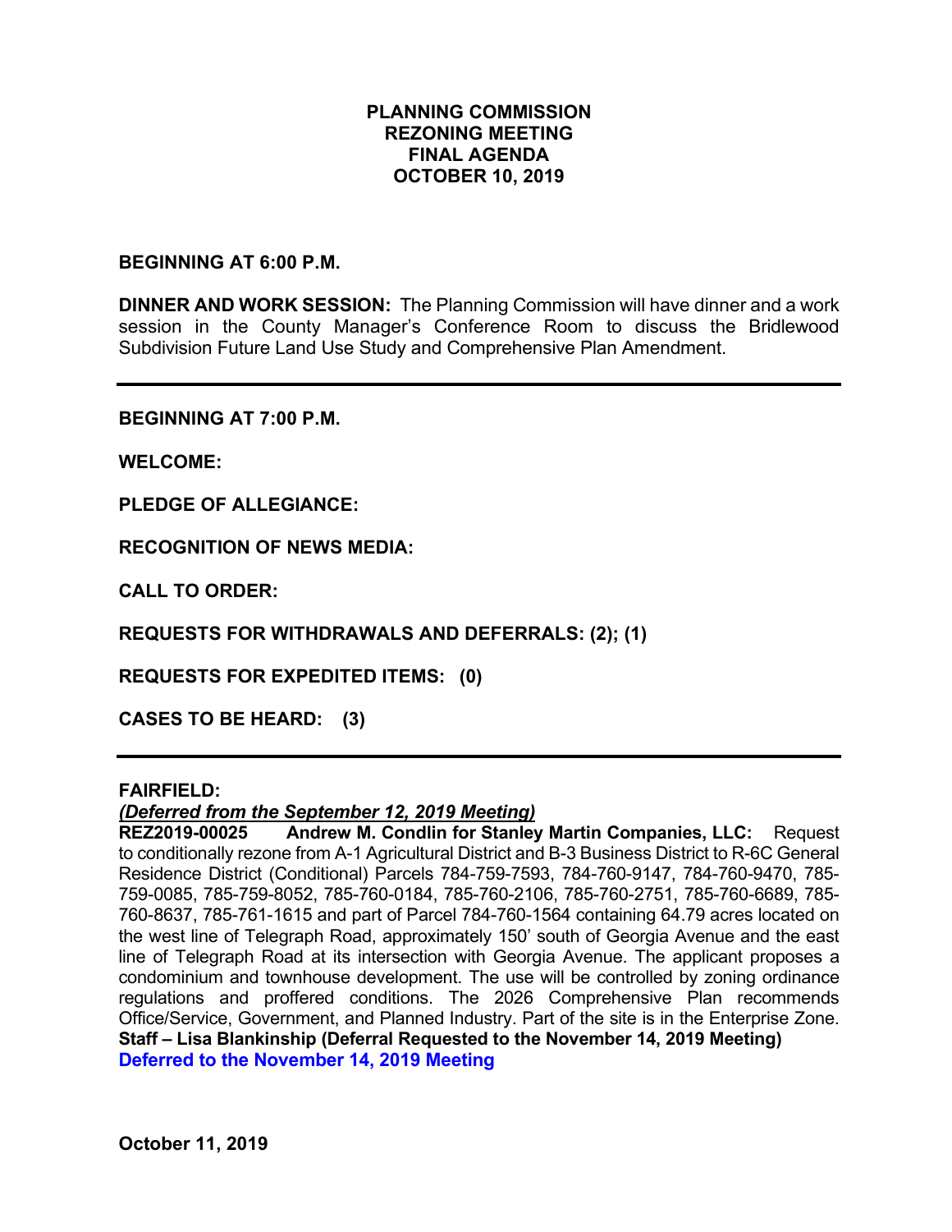# PLANNING COMMISSION REZONING MEETING FINAL AGENDA OCTOBER 10, 2019

**BEGINNING AT 6:00 P.M.**

**DINNER AND WORK SESSION:** The Planning Commission will have dinner and a work session in the County Manager's Conference Room to discuss the Bridlewood Subdivision Future Land Use Study and Comprehensive Plan Amendment.

---

**BEGINNING AT 7:00 P.M.**

**WELCOME:**

**PLEDGE OF ALLEGIANCE:**

**RECOGNITION OF NEWS MEDIA:**

**CALL TO ORDER:**

**REQUESTS FOR WITHDRAWALS AND DEFERRALS: (2); (1)**

**REQUESTS FOR EXPEDITED ITEMS: (0)**

**CASES TO BE HEARD: (3)**

---

**FAIRFIELD:**

***(Deferred from the September 12, 2019 Meeting)***

**REZ2019-00025 Andrew M. Condlin for Stanley Martin Companies, LLC:** Request to conditionally rezone from A-1 Agricultural District and B-3 Business District to R-6C General Residence District (Conditional) Parcels 784-759-7593, 784-760-9147, 784-760-9470, 785-759-0085, 785-759-8052, 785-760-0184, 785-760-2106, 785-760-2751, 785-760-6689, 785-760-8637, 785-761-1615 and part of Parcel 784-760-1564 containing 64.79 acres located on the west line of Telegraph Road, approximately 150' south of Georgia Avenue and the east line of Telegraph Road at its intersection with Georgia Avenue. The applicant proposes a condominium and townhouse development. The use will be controlled by zoning ordinance regulations and proffered conditions. The 2026 Comprehensive Plan recommends Office/Service, Government, and Planned Industry. Part of the site is in the Enterprise Zone. **Staff – Lisa Blankinship (Deferral Requested to the November 14, 2019 Meeting)**

**Deferred to the November 14, 2019 Meeting**

**October 11, 2019**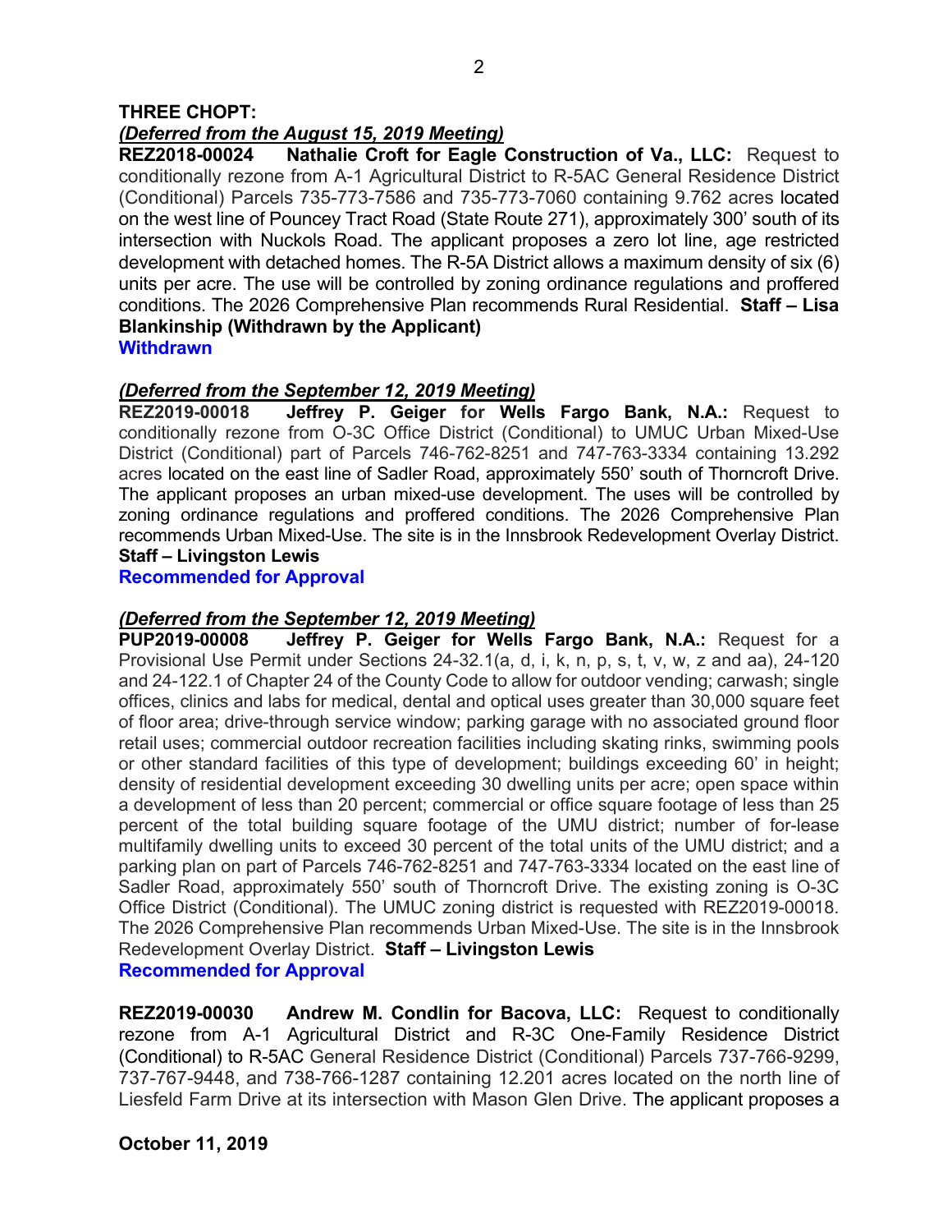## THREE CHOPT:

***(Deferred from the August 15, 2019 Meeting)***

**REZ2018-00024 Nathalie Croft for Eagle Construction of Va., LLC:** Request to conditionally rezone from A-1 Agricultural District to R-5AC General Residence District (Conditional) Parcels 735-773-7586 and 735-773-7060 containing 9.762 acres located on the west line of Pouncey Tract Road (State Route 271), approximately 300' south of its intersection with Nuckols Road. The applicant proposes a zero lot line, age restricted development with detached homes. The R-5A District allows a maximum density of six (6) units per acre. The use will be controlled by zoning ordinance regulations and proffered conditions. The 2026 Comprehensive Plan recommends Rural Residential. **Staff – Lisa Blankinship (Withdrawn by the Applicant)**

**Withdrawn**

***(Deferred from the September 12, 2019 Meeting)***

**REZ2019-00018 Jeffrey P. Geiger for Wells Fargo Bank, N.A.:** Request to conditionally rezone from O-3C Office District (Conditional) to UMUC Urban Mixed-Use District (Conditional) part of Parcels 746-762-8251 and 747-763-3334 containing 13.292 acres located on the east line of Sadler Road, approximately 550' south of Thorncroft Drive. The applicant proposes an urban mixed-use development. The uses will be controlled by zoning ordinance regulations and proffered conditions. The 2026 Comprehensive Plan recommends Urban Mixed-Use. The site is in the Innsbrook Redevelopment Overlay District. **Staff – Livingston Lewis**

**Recommended for Approval**

***(Deferred from the September 12, 2019 Meeting)***

**PUP2019-00008 Jeffrey P. Geiger for Wells Fargo Bank, N.A.:** Request for a Provisional Use Permit under Sections 24-32.1(a, d, i, k, n, p, s, t, v, w, z and aa), 24-120 and 24-122.1 of Chapter 24 of the County Code to allow for outdoor vending; carwash; single offices, clinics and labs for medical, dental and optical uses greater than 30,000 square feet of floor area; drive-through service window; parking garage with no associated ground floor retail uses; commercial outdoor recreation facilities including skating rinks, swimming pools or other standard facilities of this type of development; buildings exceeding 60' in height; density of residential development exceeding 30 dwelling units per acre; open space within a development of less than 20 percent; commercial or office square footage of less than 25 percent of the total building square footage of the UMU district; number of for-lease multifamily dwelling units to exceed 30 percent of the total units of the UMU district; and a parking plan on part of Parcels 746-762-8251 and 747-763-3334 located on the east line of Sadler Road, approximately 550' south of Thorncroft Drive. The existing zoning is O-3C Office District (Conditional). The UMUC zoning district is requested with REZ2019-00018. The 2026 Comprehensive Plan recommends Urban Mixed-Use. The site is in the Innsbrook Redevelopment Overlay District. **Staff – Livingston Lewis**

**Recommended for Approval**

**REZ2019-00030 Andrew M. Condlin for Bacova, LLC:** Request to conditionally rezone from A-1 Agricultural District and R-3C One-Family Residence District (Conditional) to R-5AC General Residence District (Conditional) Parcels 737-766-9299, 737-767-9448, and 738-766-1287 containing 12.201 acres located on the north line of Liesfeld Farm Drive at its intersection with Mason Glen Drive. The applicant proposes a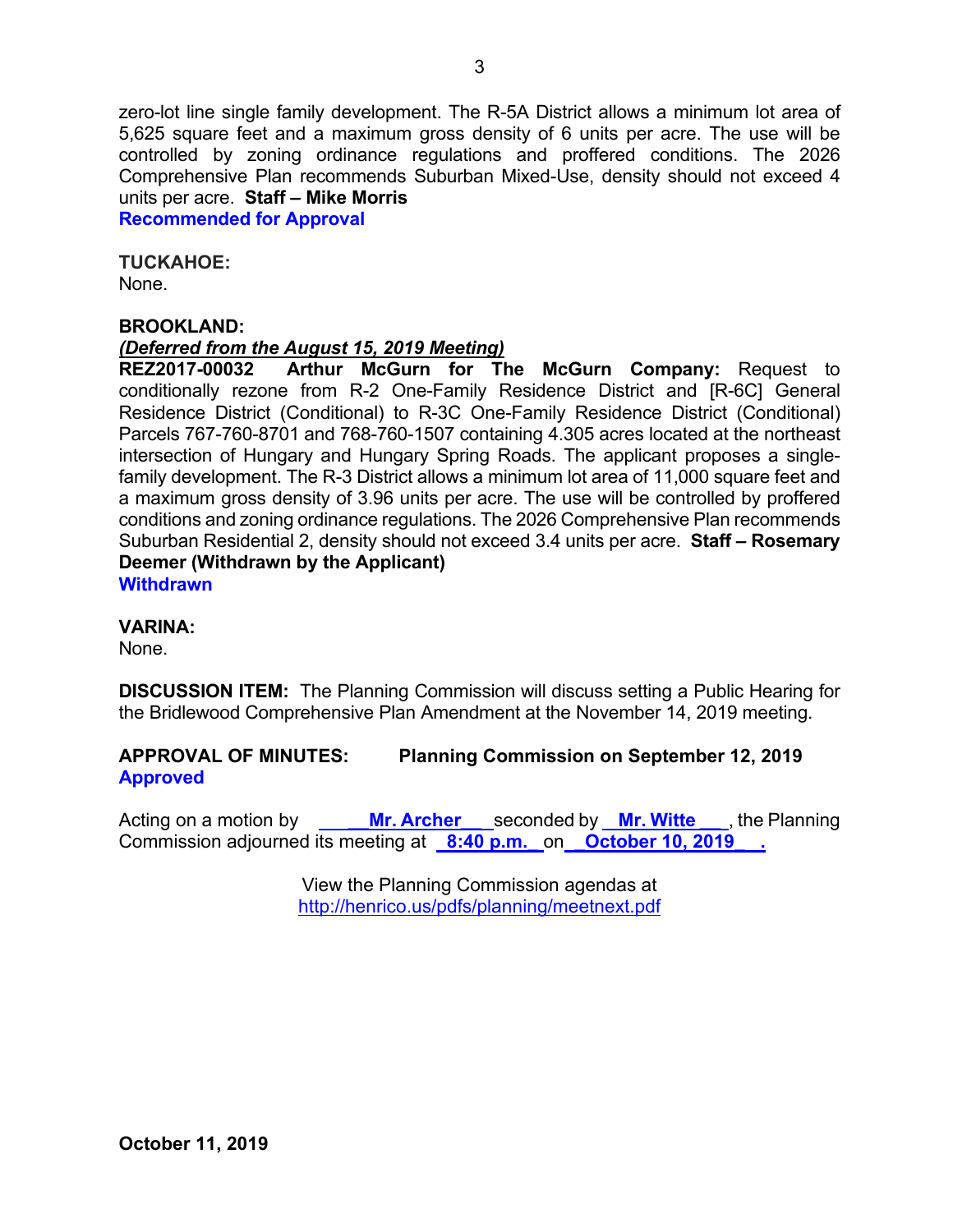zero-lot line single family development. The R-5A District allows a minimum lot area of 5,625 square feet and a maximum gross density of 6 units per acre. The use will be controlled by zoning ordinance regulations and proffered conditions. The 2026 Comprehensive Plan recommends Suburban Mixed-Use, density should not exceed 4 units per acre. **Staff – Mike Morris**
**Recommended for Approval**

**TUCKAHOE:**
None.

**BROOKLAND:**
***(Deferred from the August 15, 2019 Meeting)***
**REZ2017-00032 Arthur McGurn for The McGurn Company:** Request to conditionally rezone from R-2 One-Family Residence District and [R-6C] General Residence District (Conditional) to R-3C One-Family Residence District (Conditional) Parcels 767-760-8701 and 768-760-1507 containing 4.305 acres located at the northeast intersection of Hungary and Hungary Spring Roads. The applicant proposes a single-family development. The R-3 District allows a minimum lot area of 11,000 square feet and a maximum gross density of 3.96 units per acre. The use will be controlled by proffered conditions and zoning ordinance regulations. The 2026 Comprehensive Plan recommends Suburban Residential 2, density should not exceed 3.4 units per acre. **Staff – Rosemary Deemer (Withdrawn by the Applicant)**
**Withdrawn**

**VARINA:**
None.

**DISCUSSION ITEM:** The Planning Commission will discuss setting a Public Hearing for the Bridlewood Comprehensive Plan Amendment at the November 14, 2019 meeting.

**APPROVAL OF MINUTES: Planning Commission on September 12, 2019**
**Approved**

Acting on a motion by **Mr. Archer** seconded by **Mr. Witte**, the Planning Commission adjourned its meeting at **8:40 p.m.** on **October 10, 2019.**

View the Planning Commission agendas at
http://henrico.us/pdfs/planning/meetnext.pdf

**October 11, 2019**